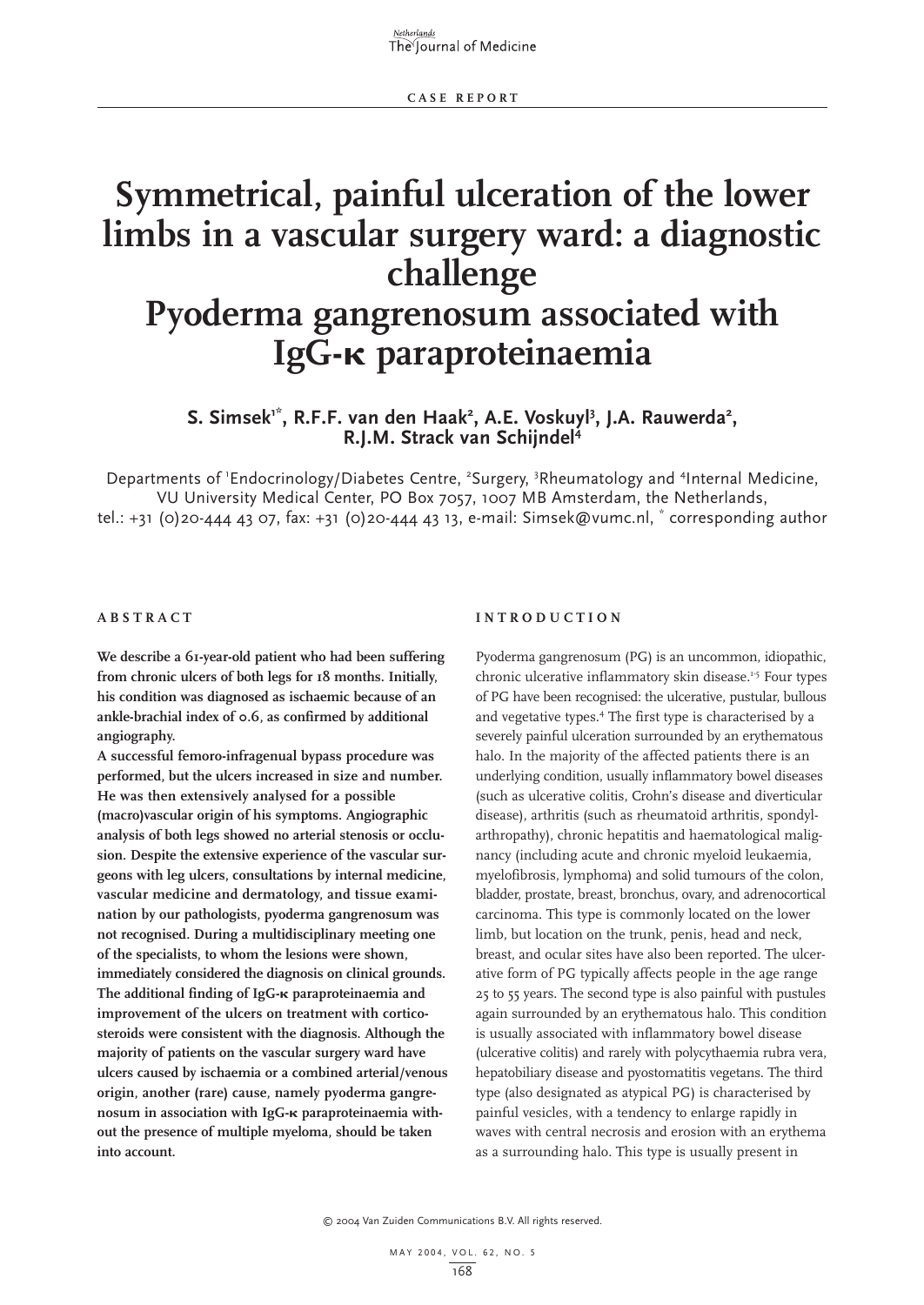CASE REPORT

# Symmetrical, painful ulceration of the lower limbs in a vascular surgery ward: a diagnostic challenge
# Pyoderma gangrenosum associated with IgG-κ paraproteinaemia

**S. Simsek[1*], R.F.F. van den Haak[2], A.E. Voskuyl[3], J.A. Rauwerda[2], R.J.M. Strack van Schijndel[4]**

Departments of [1]Endocrinology/Diabetes Centre, [2]Surgery, [3]Rheumatology and [4]Internal Medicine, VU University Medical Center, PO Box 7057, 1007 MB Amsterdam, the Netherlands, tel.: +31 (0)20-444 43 07, fax: +31 (0)20-444 43 13, e-mail: Simsek@vumc.nl, [*] corresponding author

## ABSTRACT

**We describe a 61-year-old patient who had been suffering from chronic ulcers of both legs for 18 months. Initially, his condition was diagnosed as ischaemic because of an ankle-brachial index of 0.6, as confirmed by additional angiography.**

**A successful femoro-infragenual bypass procedure was performed, but the ulcers increased in size and number. He was then extensively analysed for a possible (macro)vascular origin of his symptoms. Angiographic analysis of both legs showed no arterial stenosis or occlusion. Despite the extensive experience of the vascular surgeons with leg ulcers, consultations by internal medicine, vascular medicine and dermatology, and tissue examination by our pathologists, pyoderma gangrenosum was not recognised. During a multidisciplinary meeting one of the specialists, to whom the lesions were shown, immediately considered the diagnosis on clinical grounds. The additional finding of IgG-κ paraproteinaemia and improvement of the ulcers on treatment with corticosteroids were consistent with the diagnosis. Although the majority of patients on the vascular surgery ward have ulcers caused by ischaemia or a combined arterial/venous origin, another (rare) cause, namely pyoderma gangrenosum in association with IgG-κ paraproteinaemia without the presence of multiple myeloma, should be taken into account.**

## INTRODUCTION

Pyoderma gangrenosum (PG) is an uncommon, idiopathic, chronic ulcerative inflammatory skin disease.[1-5] Four types of PG have been recognised: the ulcerative, pustular, bullous and vegetative types.[4] The first type is characterised by a severely painful ulceration surrounded by an erythematous halo. In the majority of the affected patients there is an underlying condition, usually inflammatory bowel diseases (such as ulcerative colitis, Crohn's disease and diverticular disease), arthritis (such as rheumatoid arthritis, spondylarthropathy), chronic hepatitis and haematological malignancy (including acute and chronic myeloid leukaemia, myelofibrosis, lymphoma) and solid tumours of the colon, bladder, prostate, breast, bronchus, ovary, and adrenocortical carcinoma. This type is commonly located on the lower limb, but location on the trunk, penis, head and neck, breast, and ocular sites have also been reported. The ulcerative form of PG typically affects people in the age range 25 to 55 years. The second type is also painful with pustules again surrounded by an erythematous halo. This condition is usually associated with inflammatory bowel disease (ulcerative colitis) and rarely with polycythaemia rubra vera, hepatobiliary disease and pyostomatitis vegetans. The third type (also designated as atypical PG) is characterised by painful vesicles, with a tendency to enlarge rapidly in waves with central necrosis and erosion with an erythema as a surrounding halo. This type is usually present in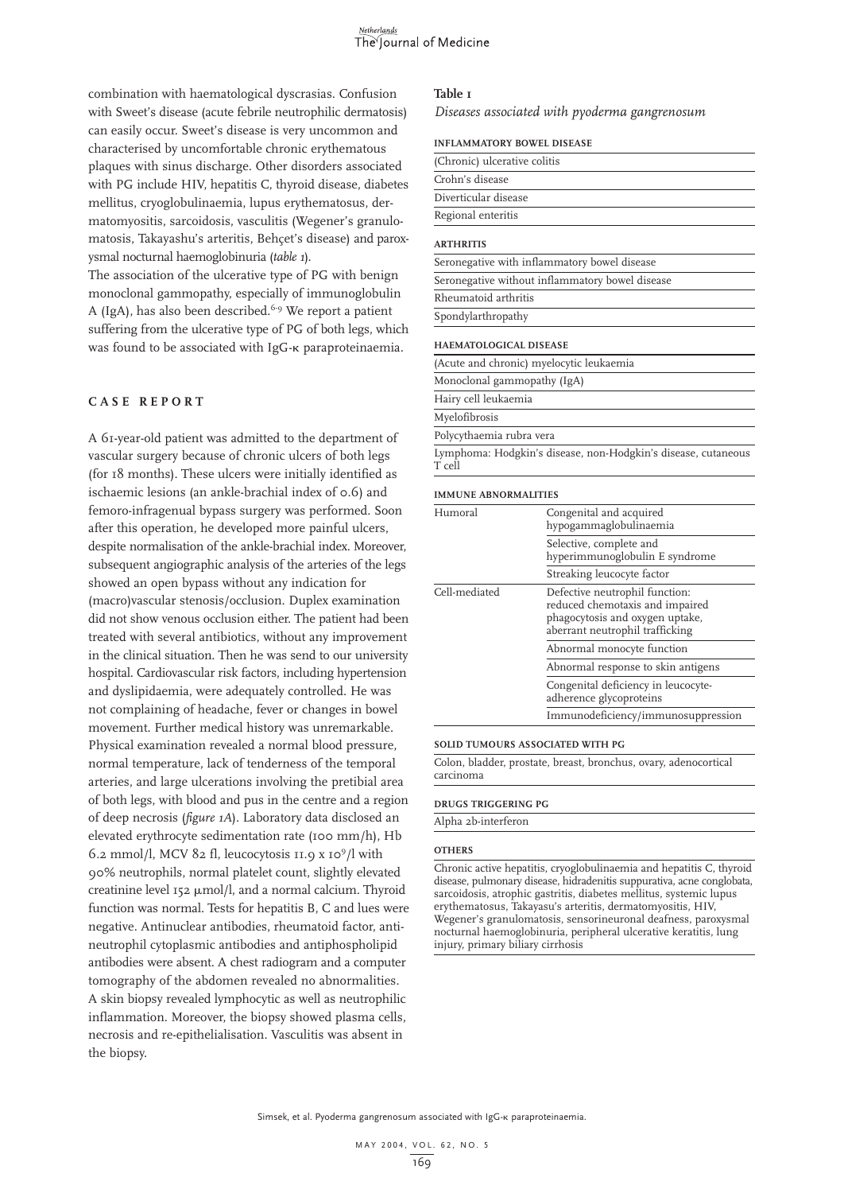combination with haematological dyscrasias. Confusion with Sweet's disease (acute febrile neutrophilic dermatosis) can easily occur. Sweet's disease is very uncommon and characterised by uncomfortable chronic erythematous plaques with sinus discharge. Other disorders associated with PG include HIV, hepatitis C, thyroid disease, diabetes mellitus, cryoglobulinaemia, lupus erythematosus, dermatomyositis, sarcoidosis, vasculitis (Wegener's granulomatosis, Takayashu's arteritis, Behçet's disease) and paroxysmal nocturnal haemoglobinuria (*table 1*).

The association of the ulcerative type of PG with benign monoclonal gammopathy, especially of immunoglobulin A (IgA), has also been described.[6-9] We report a patient suffering from the ulcerative type of PG of both legs, which was found to be associated with IgG-κ paraproteinaemia.

## CASE REPORT

A 61-year-old patient was admitted to the department of vascular surgery because of chronic ulcers of both legs (for 18 months). These ulcers were initially identified as ischaemic lesions (an ankle-brachial index of 0.6) and femoro-infragenual bypass surgery was performed. Soon after this operation, he developed more painful ulcers, despite normalisation of the ankle-brachial index. Moreover, subsequent angiographic analysis of the arteries of the legs showed an open bypass without any indication for (macro)vascular stenosis/occlusion. Duplex examination did not show venous occlusion either. The patient had been treated with several antibiotics, without any improvement in the clinical situation. Then he was send to our university hospital. Cardiovascular risk factors, including hypertension and dyslipidaemia, were adequately controlled. He was not complaining of headache, fever or changes in bowel movement. Further medical history was unremarkable. Physical examination revealed a normal blood pressure, normal temperature, lack of tenderness of the temporal arteries, and large ulcerations involving the pretibial area of both legs, with blood and pus in the centre and a region of deep necrosis (*figure 1A*). Laboratory data disclosed an elevated erythrocyte sedimentation rate (100 mm/h), Hb 6.2 mmol/l, MCV 82 fl, leucocytosis 11.9 x $10^9$/l with 90% neutrophils, normal platelet count, slightly elevated creatinine level 152 μmol/l, and a normal calcium. Thyroid function was normal. Tests for hepatitis B, C and lues were negative. Antinuclear antibodies, rheumatoid factor, anti-neutrophil cytoplasmic antibodies and antiphospholipid antibodies were absent. A chest radiogram and a computer tomography of the abdomen revealed no abnormalities. A skin biopsy revealed lymphocytic as well as neutrophilic inflammation. Moreover, the biopsy showed plasma cells, necrosis and re-epithelialisation. Vasculitis was absent in the biopsy.

**Table 1**

*Diseases associated with pyoderma gangrenosum*

| | |
|---|---|
| **INFLAMMATORY BOWEL DISEASE** | |
| (Chronic) ulcerative colitis | |
| Crohn's disease | |
| Diverticular disease | |
| Regional enteritis | |
| **ARTHRITIS** | |
| Seronegative with inflammatory bowel disease | |
| Seronegative without inflammatory bowel disease | |
| Rheumatoid arthritis | |
| Spondylarthropathy | |
| **HAEMATOLOGICAL DISEASE** | |
| (Acute and chronic) myelocytic leukaemia | |
| Monoclonal gammopathy (IgA) | |
| Hairy cell leukaemia | |
| Myelofibrosis | |
| Polycythaemia rubra vera | |
| Lymphoma: Hodgkin's disease, non-Hodgkin's disease, cutaneous T cell | |
| **IMMUNE ABNORMALITIES** | |
| Humoral | Congenital and acquired hypogammaglobulinaemia |
| | Selective, complete and hyperimmunoglobulin E syndrome |
| | Streaking leucocyte factor |
| Cell-mediated | Defective neutrophil function: reduced chemotaxis and impaired phagocytosis and oxygen uptake, aberrant neutrophil trafficking |
| | Abnormal monocyte function |
| | Abnormal response to skin antigens |
| | Congenital deficiency in leucocyte-adherence glycoproteins |
| | Immunodeficiency/immunosuppression |
| **SOLID TUMOURS ASSOCIATED WITH PG** | |
| Colon, bladder, prostate, breast, bronchus, ovary, adenocortical carcinoma | |
| **DRUGS TRIGGERING PG** | |
| Alpha 2b-interferon | |
| **OTHERS** | |
| Chronic active hepatitis, cryoglobulinaemia and hepatitis C, thyroid disease, pulmonary disease, hidradenitis suppurativa, acne conglobata, sarcoidosis, atrophic gastritis, diabetes mellitus, systemic lupus erythematosus, Takayasu's arteritis, dermatomyositis, HIV, Wegener's granulomatosis, sensorineuronal deafness, paroxysmal nocturnal haemoglobinuria, peripheral ulcerative keratitis, lung injury, primary biliary cirrhosis | |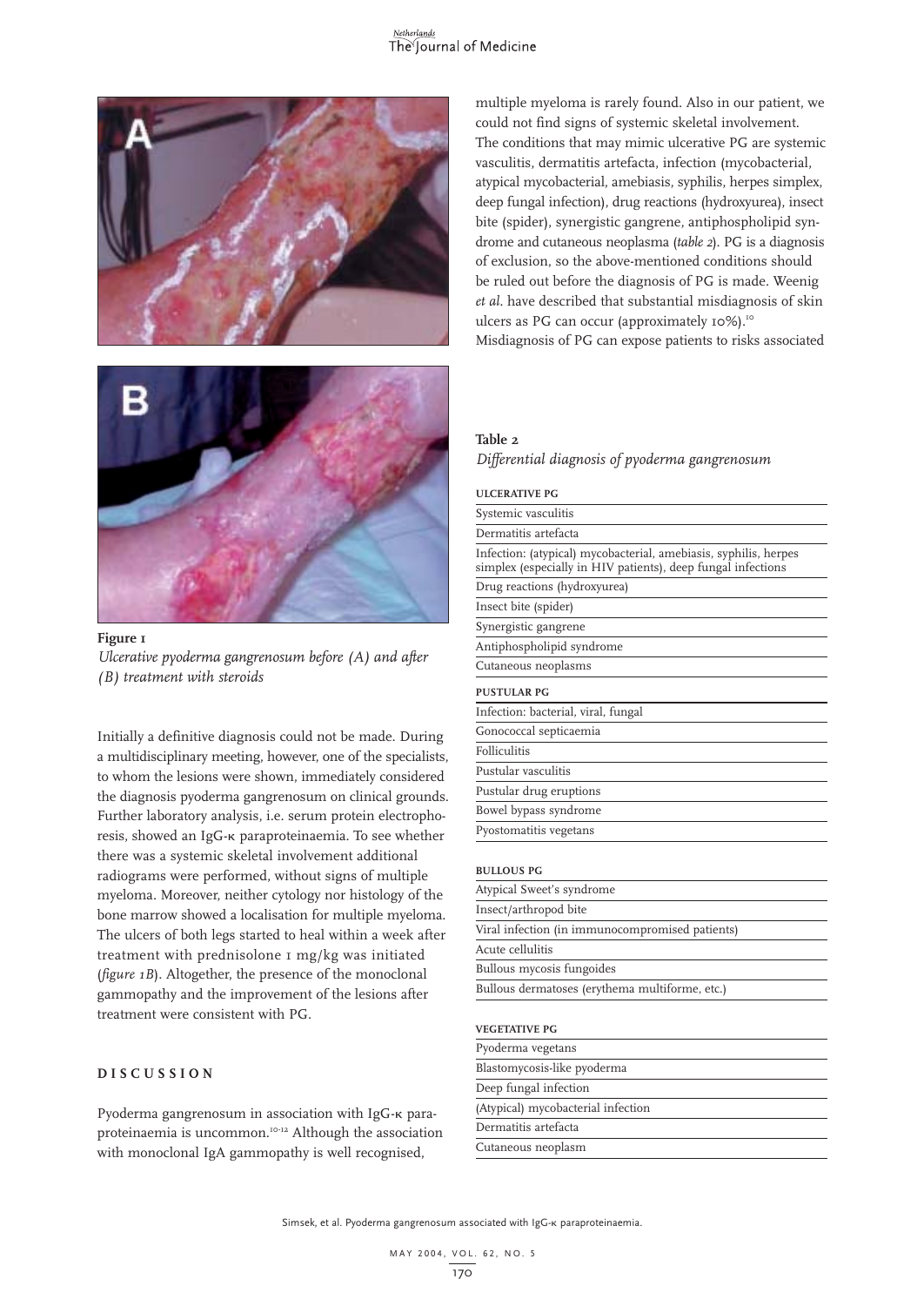**Figure 1**
*Ulcerative pyoderma gangrenosum before (A) and after (B) treatment with steroids*

Initially a definitive diagnosis could not be made. During a multidisciplinary meeting, however, one of the specialists, to whom the lesions were shown, immediately considered the diagnosis pyoderma gangrenosum on clinical grounds. Further laboratory analysis, i.e. serum protein electrophoresis, showed an IgG-κ paraproteinaemia. To see whether there was a systemic skeletal involvement additional radiograms were performed, without signs of multiple myeloma. Moreover, neither cytology nor histology of the bone marrow showed a localisation for multiple myeloma. The ulcers of both legs started to heal within a week after treatment with prednisolone 1 mg/kg was initiated (*figure 1B*). Altogether, the presence of the monoclonal gammopathy and the improvement of the lesions after treatment were consistent with PG.

## DISCUSSION

Pyoderma gangrenosum in association with IgG-κ paraproteinaemia is uncommon.[10-12] Although the association with monoclonal IgA gammopathy is well recognised, multiple myeloma is rarely found. Also in our patient, we could not find signs of systemic skeletal involvement. The conditions that may mimic ulcerative PG are systemic vasculitis, dermatitis artefacta, infection (mycobacterial, atypical mycobacterial, amebiasis, syphilis, herpes simplex, deep fungal infection), drug reactions (hydroxyurea), insect bite (spider), synergistic gangrene, antiphospholipid syndrome and cutaneous neoplasma (*table 2*). PG is a diagnosis of exclusion, so the above-mentioned conditions should be ruled out before the diagnosis of PG is made. Weenig *et al*. have described that substantial misdiagnosis of skin ulcers as PG can occur (approximately 10%).[10] Misdiagnosis of PG can expose patients to risks associated

**Table 2**
*Differential diagnosis of pyoderma gangrenosum*

| ULCERATIVE PG |
|---|
| Systemic vasculitis |
| Dermatitis artefacta |
| Infection: (atypical) mycobacterial, amebiasis, syphilis, herpes simplex (especially in HIV patients), deep fungal infections |
| Drug reactions (hydroxyurea) |
| Insect bite (spider) |
| Synergistic gangrene |
| Antiphospholipid syndrome |
| Cutaneous neoplasms |
| **PUSTULAR PG** |
| Infection: bacterial, viral, fungal |
| Gonococcal septicaemia |
| Folliculitis |
| Pustular vasculitis |
| Pustular drug eruptions |
| Bowel bypass syndrome |
| Pyostomatitis vegetans |
| **BULLOUS PG** |
| Atypical Sweet's syndrome |
| Insect/arthropod bite |
| Viral infection (in immunocompromised patients) |
| Acute cellulitis |
| Bullous mycosis fungoides |
| Bullous dermatoses (erythema multiforme, etc.) |
| **VEGETATIVE PG** |
| Pyoderma vegetans |
| Blastomycosis-like pyoderma |
| Deep fungal infection |
| (Atypical) mycobacterial infection |
| Dermatitis artefacta |
| Cutaneous neoplasm |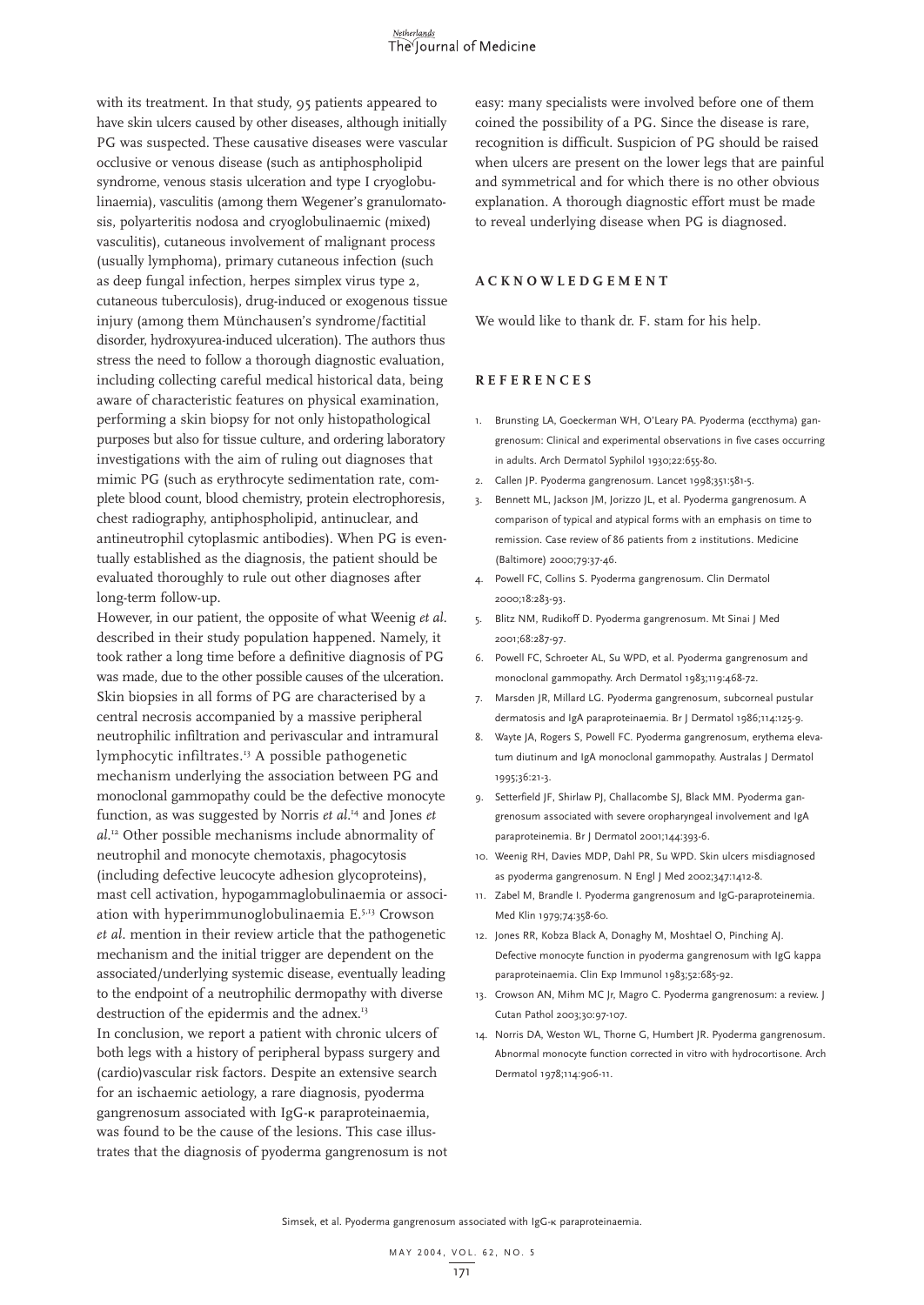with its treatment. In that study, 95 patients appeared to have skin ulcers caused by other diseases, although initially PG was suspected. These causative diseases were vascular occlusive or venous disease (such as antiphospholipid syndrome, venous stasis ulceration and type I cryoglobulinaemia), vasculitis (among them Wegener's granulomatosis, polyarteritis nodosa and cryoglobulinaemic (mixed) vasculitis), cutaneous involvement of malignant process (usually lymphoma), primary cutaneous infection (such as deep fungal infection, herpes simplex virus type 2, cutaneous tuberculosis), drug-induced or exogenous tissue injury (among them Münchausen's syndrome/factitial disorder, hydroxyurea-induced ulceration). The authors thus stress the need to follow a thorough diagnostic evaluation, including collecting careful medical historical data, being aware of characteristic features on physical examination, performing a skin biopsy for not only histopathological purposes but also for tissue culture, and ordering laboratory investigations with the aim of ruling out diagnoses that mimic PG (such as erythrocyte sedimentation rate, complete blood count, blood chemistry, protein electrophoresis, chest radiography, antiphospholipid, antinuclear, and antineutrophil cytoplasmic antibodies). When PG is eventually established as the diagnosis, the patient should be evaluated thoroughly to rule out other diagnoses after long-term follow-up.

However, in our patient, the opposite of what Weenig *et al.* described in their study population happened. Namely, it took rather a long time before a definitive diagnosis of PG was made, due to the other possible causes of the ulceration. Skin biopsies in all forms of PG are characterised by a central necrosis accompanied by a massive peripheral neutrophilic infiltration and perivascular and intramural lymphocytic infiltrates.[13] A possible pathogenetic mechanism underlying the association between PG and monoclonal gammopathy could be the defective monocyte function, as was suggested by Norris *et al.*[14] and Jones *et al.*[12] Other possible mechanisms include abnormality of neutrophil and monocyte chemotaxis, phagocytosis (including defective leucocyte adhesion glycoproteins), mast cell activation, hypogammaglobulinaemia or association with hyperimmunoglobulinaemia E.[5,13] Crowson *et al.* mention in their review article that the pathogenetic mechanism and the initial trigger are dependent on the associated/underlying systemic disease, eventually leading to the endpoint of a neutrophilic dermopathy with diverse destruction of the epidermis and the adnex.[13]

In conclusion, we report a patient with chronic ulcers of both legs with a history of peripheral bypass surgery and (cardio)vascular risk factors. Despite an extensive search for an ischaemic aetiology, a rare diagnosis, pyoderma gangrenosum associated with IgG-κ paraproteinaemia, was found to be the cause of the lesions. This case illustrates that the diagnosis of pyoderma gangrenosum is not easy: many specialists were involved before one of them coined the possibility of a PG. Since the disease is rare, recognition is difficult. Suspicion of PG should be raised when ulcers are present on the lower legs that are painful and symmetrical and for which there is no other obvious explanation. A thorough diagnostic effort must be made to reveal underlying disease when PG is diagnosed.

## ACKNOWLEDGEMENT

We would like to thank dr. F. stam for his help.

## REFERENCES

1. Brunsting LA, Goeckerman WH, O'Leary PA. Pyoderma (eccthyma) gangrenosum: Clinical and experimental observations in five cases occurring in adults. Arch Dermatol Syphilol 1930;22:655-80.
2. Callen JP. Pyoderma gangrenosum. Lancet 1998;351:581-5.
3. Bennett ML, Jackson JM, Jorizzo JL, et al. Pyoderma gangrenosum. A comparison of typical and atypical forms with an emphasis on time to remission. Case review of 86 patients from 2 institutions. Medicine (Baltimore) 2000;79:37-46.
4. Powell FC, Collins S. Pyoderma gangrenosum. Clin Dermatol 2000;18:283-93.
5. Blitz NM, Rudikoff D. Pyoderma gangrenosum. Mt Sinai J Med 2001;68:287-97.
6. Powell FC, Schroeter AL, Su WPD, et al. Pyoderma gangrenosum and monoclonal gammopathy. Arch Dermatol 1983;119:468-72.
7. Marsden JR, Millard LG. Pyoderma gangrenosum, subcorneal pustular dermatosis and IgA paraproteinaemia. Br J Dermatol 1986;114:125-9.
8. Wayte JA, Rogers S, Powell FC. Pyoderma gangrenosum, erythema elevatum diutinum and IgA monoclonal gammopathy. Australas J Dermatol 1995;36:21-3.
9. Setterfield JF, Shirlaw PJ, Challacombe SJ, Black MM. Pyoderma gangrenosum associated with severe oropharyngeal involvement and IgA paraproteinemia. Br J Dermatol 2001;144:393-6.
10. Weenig RH, Davies MDP, Dahl PR, Su WPD. Skin ulcers misdiagnosed as pyoderma gangrenosum. N Engl J Med 2002;347:1412-8.
11. Zabel M, Brandle I. Pyoderma gangrenosum and IgG-paraproteinemia. Med Klin 1979;74:358-60.
12. Jones RR, Kobza Black A, Donaghy M, Moshtael O, Pinching AJ. Defective monocyte function in pyoderma gangrenosum with IgG kappa paraproteinaemia. Clin Exp Immunol 1983;52:685-92.
13. Crowson AN, Mihm MC Jr, Magro C. Pyoderma gangrenosum: a review. J Cutan Pathol 2003;30:97-107.
14. Norris DA, Weston WL, Thorne G, Humbert JR. Pyoderma gangrenosum. Abnormal monocyte function corrected in vitro with hydrocortisone. Arch Dermatol 1978;114:906-11.